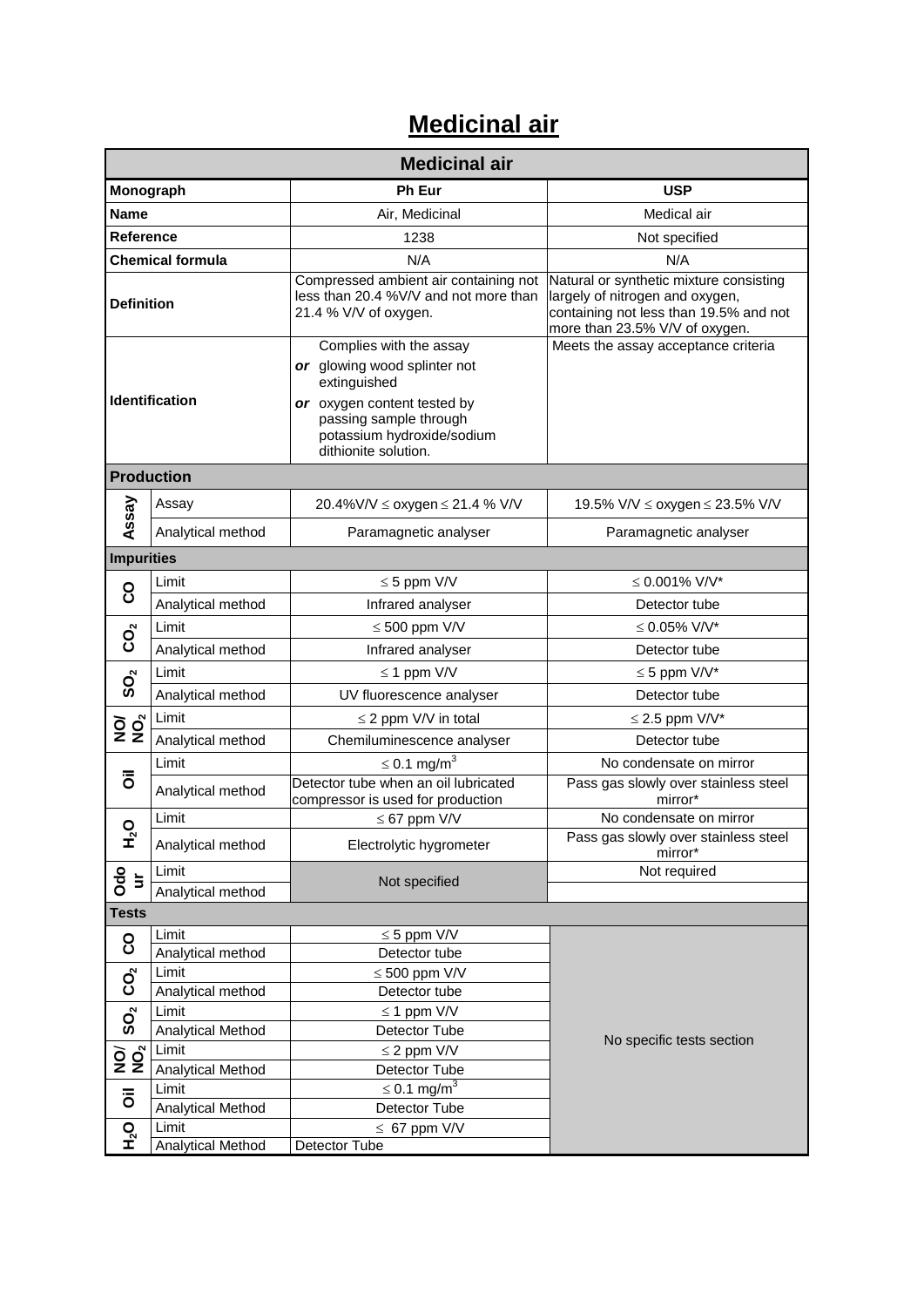# Medicinal air

| Medicinal air | | | |
|---|---|---|---|
| **Monograph** | | **Ph Eur** | **USP** |
| **Name** | | Air, Medicinal | Medical air |
| **Reference** | | 1238 | Not specified |
| **Chemical formula** | | N/A | N/A |
| **Definition** | | Compressed ambient air containing not less than 20.4 %V/V and not more than 21.4 % V/V of oxygen. | Natural or synthetic mixture consisting largely of nitrogen and oxygen, containing not less than 19.5% and not more than 23.5% V/V of oxygen. |
| **Identification** | | Complies with the assay *or* glowing wood splinter not extinguished *or* oxygen content tested by passing sample through potassium hydroxide/sodium dithionite solution. | Meets the assay acceptance criteria |
| **Production** | | | |
| **Assay** | Assay | 20.4%V/V ≤ oxygen ≤ 21.4 % V/V | 19.5% V/V ≤ oxygen ≤ 23.5% V/V |
| | Analytical method | Paramagnetic analyser | Paramagnetic analyser |
| **Impurities** | | | |
| **CO** | Limit | ≤ 5 ppm V/V | ≤ 0.001% V/V* |
| | Analytical method | Infrared analyser | Detector tube |
| **$CO_2$** | Limit | ≤ 500 ppm V/V | ≤ 0.05% V/V* |
| | Analytical method | Infrared analyser | Detector tube |
| **$SO_2$** | Limit | ≤ 1 ppm V/V | ≤ 5 ppm V/V* |
| | Analytical method | UV fluorescence analyser | Detector tube |
| **NO/ $NO_2$** | Limit | ≤ 2 ppm V/V in total | ≤ 2.5 ppm V/V* |
| | Analytical method | Chemiluminescence analyser | Detector tube |
| **Oil** | Limit | ≤ 0.1 mg/m$^3$ | No condensate on mirror |
| | Analytical method | Detector tube when an oil lubricated compressor is used for production | Pass gas slowly over stainless steel mirror* |
| **$H_2O$** | Limit | ≤ 67 ppm V/V | No condensate on mirror |
| | Analytical method | Electrolytic hygrometer | Pass gas slowly over stainless steel mirror* |
| **Odour** | Limit | Not specified | Not required |
| | Analytical method | | |
| **Tests** | | | |
| **CO** | Limit | ≤ 5 ppm V/V | No specific tests section |
| | Analytical method | Detector tube | |
| **$CO_2$** | Limit | ≤ 500 ppm V/V | |
| | Analytical method | Detector tube | |
| **$SO_2$** | Limit | ≤ 1 ppm V/V | |
| | Analytical Method | Detector Tube | |
| **NO/ $NO_2$** | Limit | ≤ 2 ppm V/V | |
| | Analytical Method | Detector Tube | |
| **Oil** | Limit | ≤ 0.1 mg/m$^3$ | |
| | Analytical Method | Detector Tube | |
| **$H_2O$** | Limit | ≤ 67 ppm V/V | |
| | Analytical Method | Detector Tube | |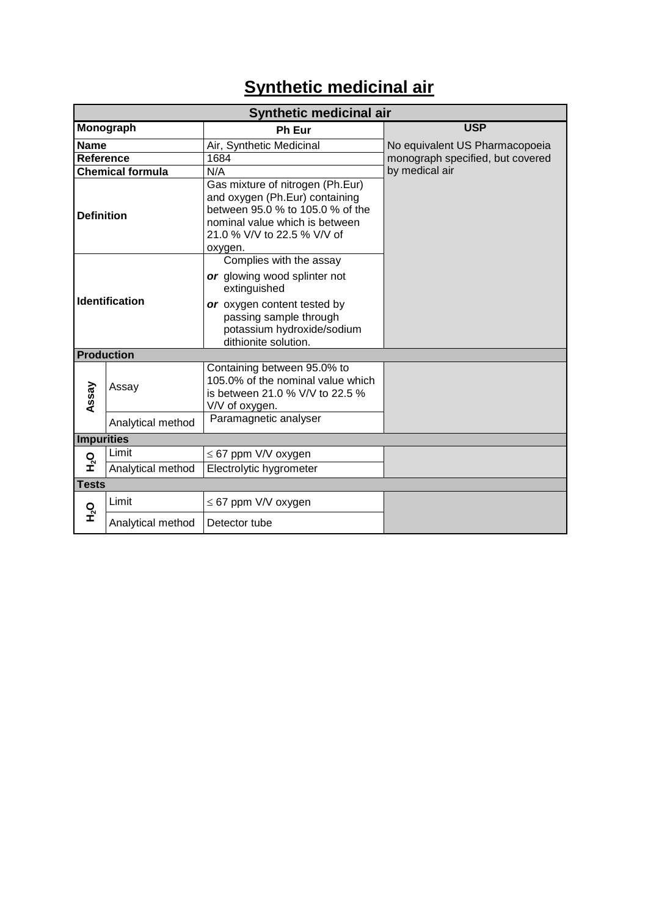# Synthetic medicinal air

| Synthetic medicinal air | | | |
|---|---|---|---|
| **Monograph** | | **Ph Eur** | **USP** |
| **Name** | | Air, Synthetic Medicinal | No equivalent US Pharmacopoeia monograph specified, but covered by medical air |
| **Reference** | | 1684 | |
| **Chemical formula** | | N/A | |
| **Definition** | | Gas mixture of nitrogen (Ph.Eur) and oxygen (Ph.Eur) containing between 95.0 % to 105.0 % of the nominal value which is between 21.0 % V/V to 22.5 % V/V of oxygen. | |
| **Identification** | | Complies with the assay<br>***or*** glowing wood splinter not extinguished<br>***or*** oxygen content tested by passing sample through potassium hydroxide/sodium dithionite solution. | |
| **Production** | | | |
| **Assay** | Assay | Containing between 95.0% to 105.0% of the nominal value which is between 21.0 % V/V to 22.5 % V/V of oxygen. | |
| | Analytical method | Paramagnetic analyser | |
| **Impurities** | | | |
| **$H_2O$** | Limit | ≤ 67 ppm V/V oxygen | |
| | Analytical method | Electrolytic hygrometer | |
| **Tests** | | | |
| **$H_2O$** | Limit | ≤ 67 ppm V/V oxygen | |
| | Analytical method | Detector tube | |